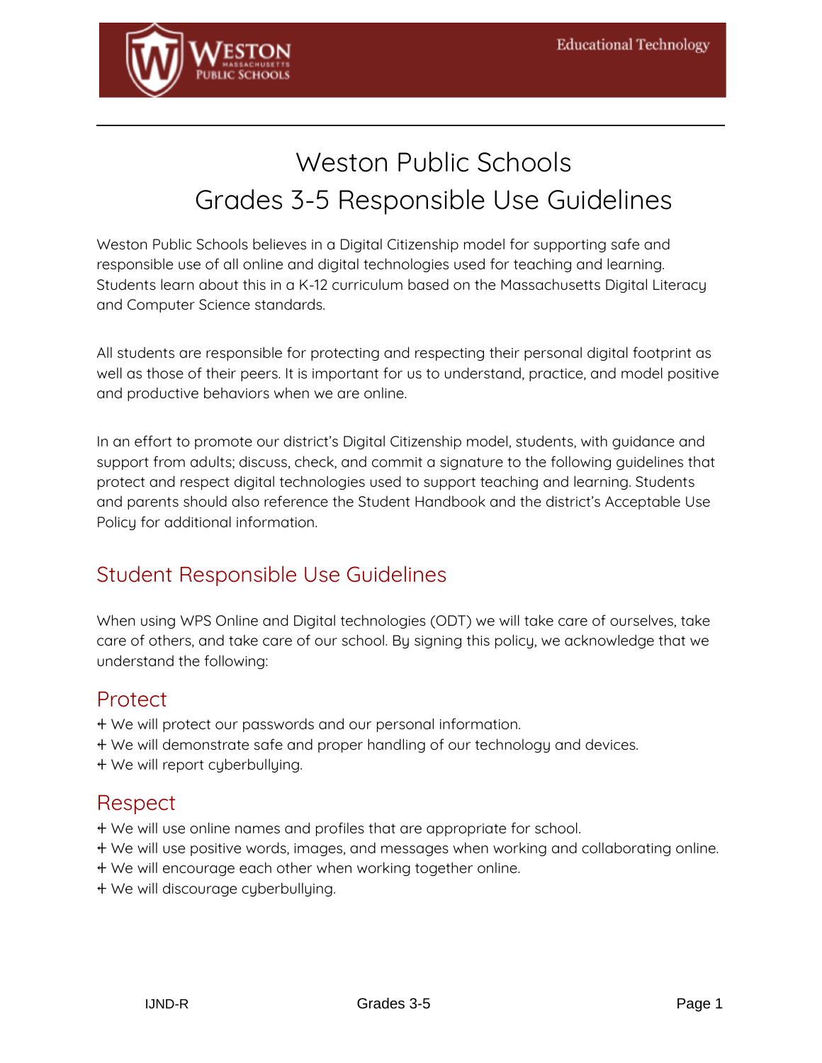# Weston Public Schools
# Grades 3-5 Responsible Use Guidelines

Weston Public Schools believes in a Digital Citizenship model for supporting safe and responsible use of all online and digital technologies used for teaching and learning. Students learn about this in a K-12 curriculum based on the Massachusetts Digital Literacy and Computer Science standards.

All students are responsible for protecting and respecting their personal digital footprint as well as those of their peers. It is important for us to understand, practice, and model positive and productive behaviors when we are online.

In an effort to promote our district's Digital Citizenship model, students, with guidance and support from adults; discuss, check, and commit a signature to the following guidelines that protect and respect digital technologies used to support teaching and learning. Students and parents should also reference the Student Handbook and the district's Acceptable Use Policy for additional information.

## Student Responsible Use Guidelines

When using WPS Online and Digital technologies (ODT) we will take care of ourselves, take care of others, and take care of our school. By signing this policy, we acknowledge that we understand the following:

### Protect

+ We will protect our passwords and our personal information.
+ We will demonstrate safe and proper handling of our technology and devices.
+ We will report cyberbullying.

### Respect

+ We will use online names and profiles that are appropriate for school.
+ We will use positive words, images, and messages when working and collaborating online.
+ We will encourage each other when working together online.
+ We will discourage cyberbullying.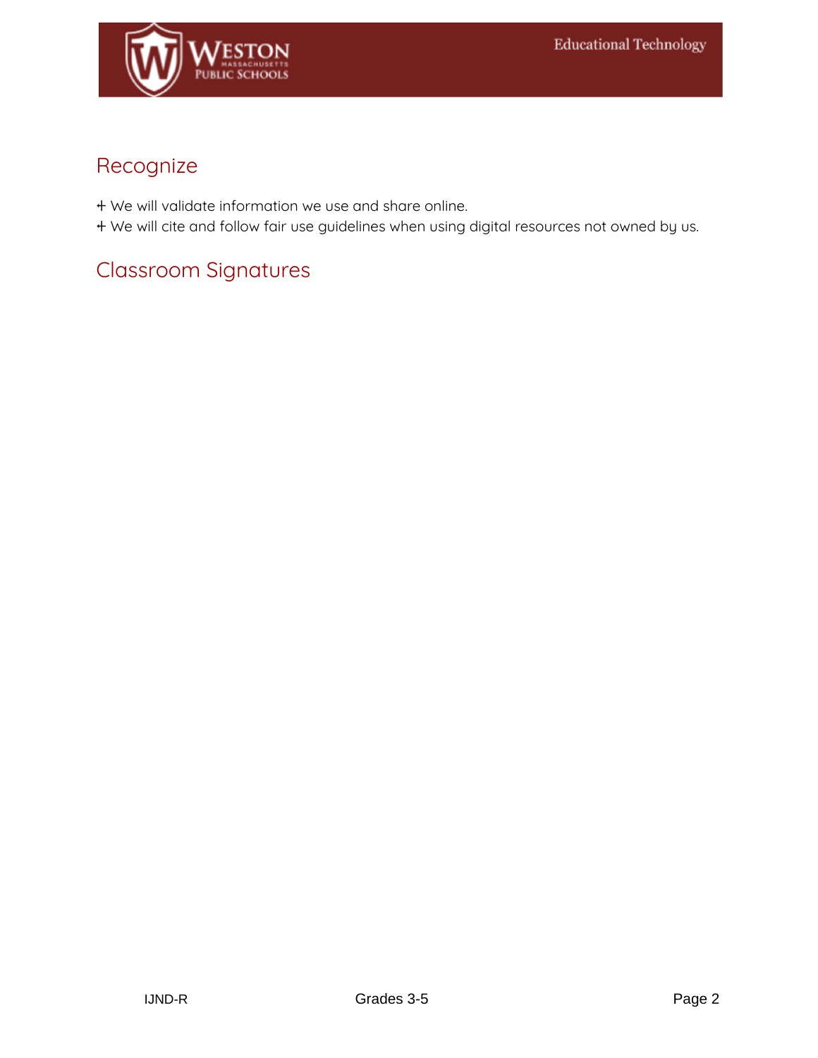## Recognize

+ We will validate information we use and share online.
+ We will cite and follow fair use guidelines when using digital resources not owned by us.

## Classroom Signatures